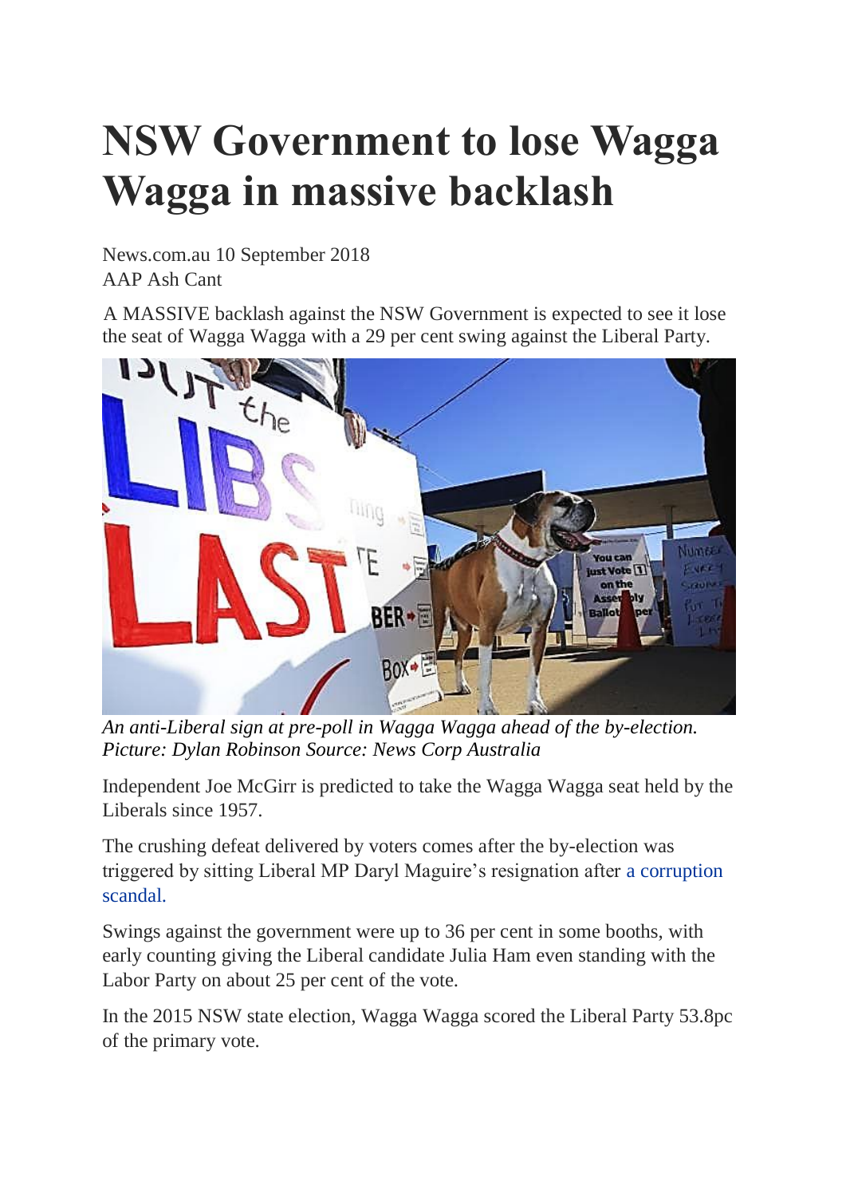# NSW Government to lose Wagga Wagga in massive backlash

News.com.au 10 September 2018
AAP Ash Cant

A MASSIVE backlash against the NSW Government is expected to see it lose the seat of Wagga Wagga with a 29 per cent swing against the Liberal Party.

*An anti-Liberal sign at pre-poll in Wagga Wagga ahead of the by-election. Picture: Dylan Robinson Source: News Corp Australia*

Independent Joe McGirr is predicted to take the Wagga Wagga seat held by the Liberals since 1957.

The crushing defeat delivered by voters comes after the by-election was triggered by sitting Liberal MP Daryl Maguire's resignation after a corruption scandal.

Swings against the government were up to 36 per cent in some booths, with early counting giving the Liberal candidate Julia Ham even standing with the Labor Party on about 25 per cent of the vote.

In the 2015 NSW state election, Wagga Wagga scored the Liberal Party 53.8pc of the primary vote.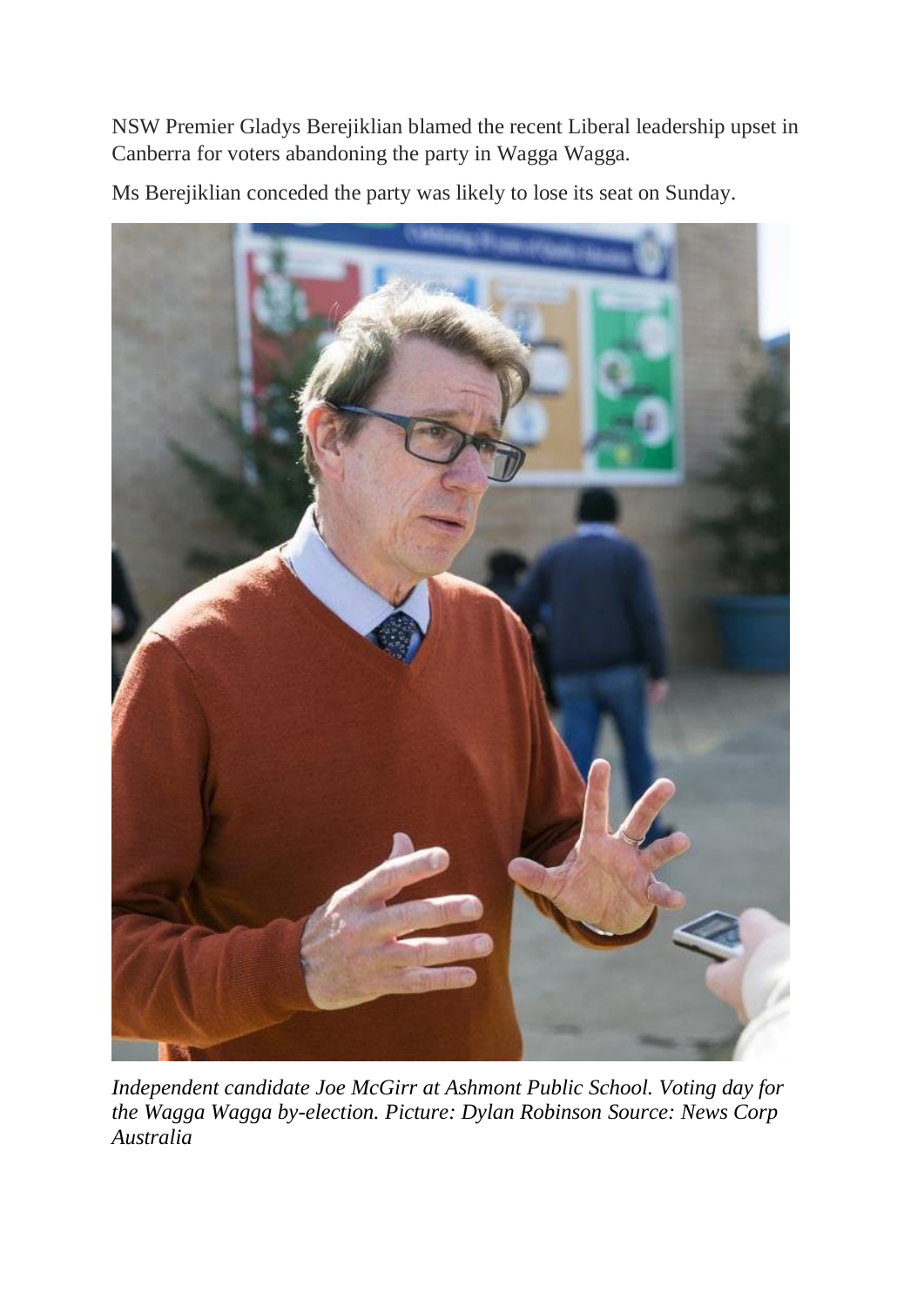NSW Premier Gladys Berejiklian blamed the recent Liberal leadership upset in Canberra for voters abandoning the party in Wagga Wagga.

Ms Berejiklian conceded the party was likely to lose its seat on Sunday.

*Independent candidate Joe McGirr at Ashmont Public School. Voting day for the Wagga Wagga by-election. Picture: Dylan Robinson Source: News Corp Australia*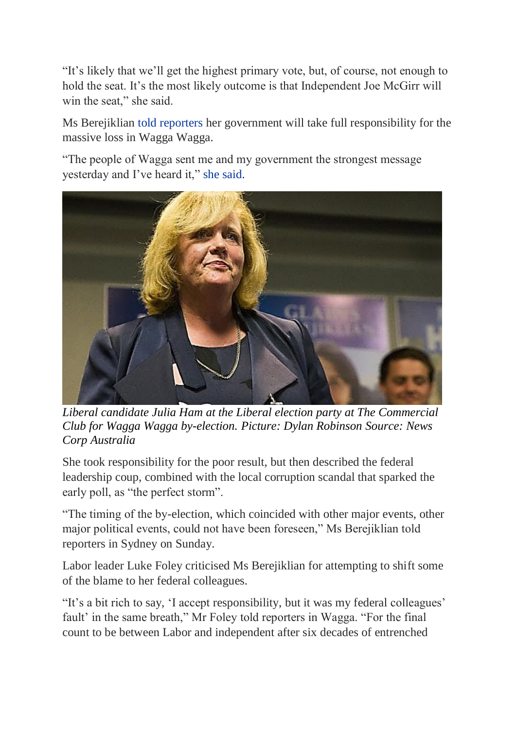"It's likely that we'll get the highest primary vote, but, of course, not enough to hold the seat. It's the most likely outcome is that Independent Joe McGirr will win the seat," she said.

Ms Berejiklian told reporters her government will take full responsibility for the massive loss in Wagga Wagga.

"The people of Wagga sent me and my government the strongest message yesterday and I've heard it," she said.

*Liberal candidate Julia Ham at the Liberal election party at The Commercial Club for Wagga Wagga by-election. Picture: Dylan Robinson Source: News Corp Australia*

She took responsibility for the poor result, but then described the federal leadership coup, combined with the local corruption scandal that sparked the early poll, as "the perfect storm".

"The timing of the by-election, which coincided with other major events, other major political events, could not have been foreseen," Ms Berejiklian told reporters in Sydney on Sunday.

Labor leader Luke Foley criticised Ms Berejiklian for attempting to shift some of the blame to her federal colleagues.

"It's a bit rich to say, 'I accept responsibility, but it was my federal colleagues' fault' in the same breath," Mr Foley told reporters in Wagga. "For the final count to be between Labor and independent after six decades of entrenched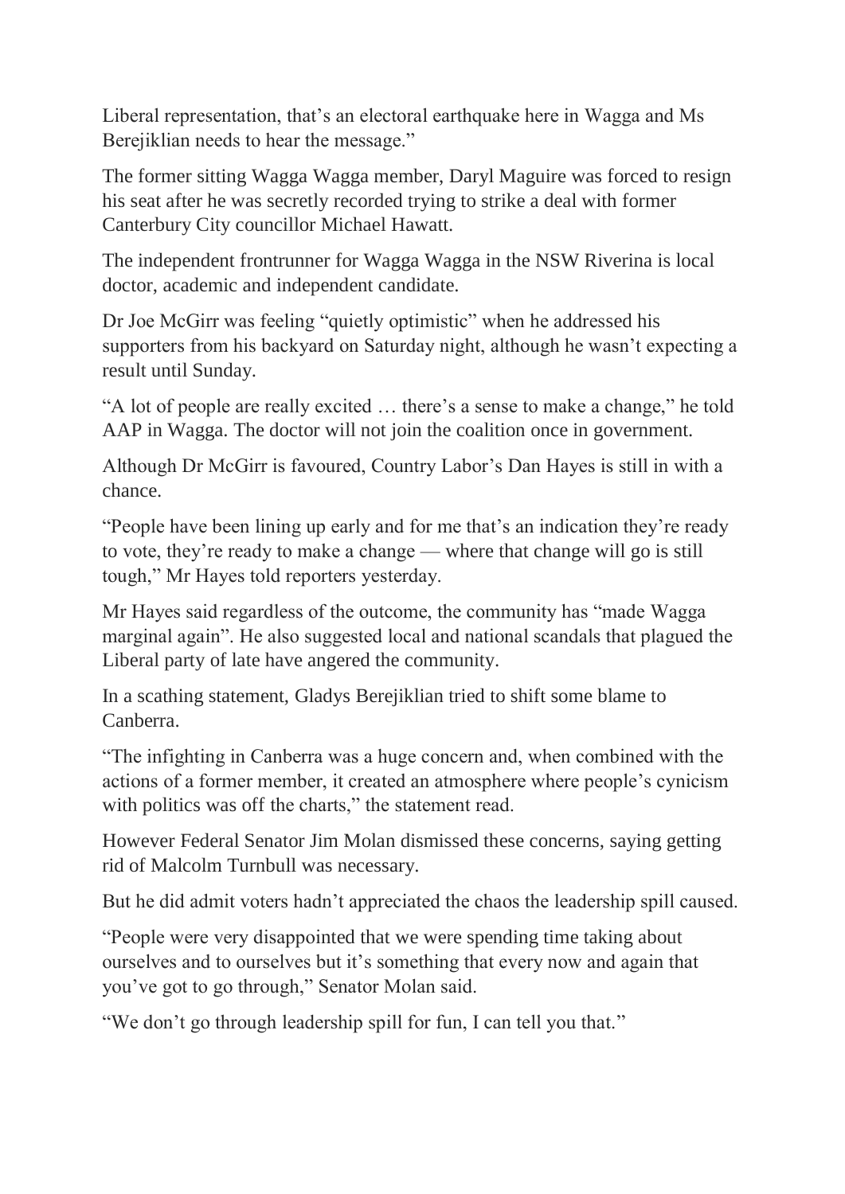Liberal representation, that's an electoral earthquake here in Wagga and Ms Berejiklian needs to hear the message."

The former sitting Wagga Wagga member, Daryl Maguire was forced to resign his seat after he was secretly recorded trying to strike a deal with former Canterbury City councillor Michael Hawatt.

The independent frontrunner for Wagga Wagga in the NSW Riverina is local doctor, academic and independent candidate.

Dr Joe McGirr was feeling "quietly optimistic" when he addressed his supporters from his backyard on Saturday night, although he wasn't expecting a result until Sunday.

"A lot of people are really excited … there's a sense to make a change," he told AAP in Wagga. The doctor will not join the coalition once in government.

Although Dr McGirr is favoured, Country Labor's Dan Hayes is still in with a chance.

"People have been lining up early and for me that's an indication they're ready to vote, they're ready to make a change — where that change will go is still tough," Mr Hayes told reporters yesterday.

Mr Hayes said regardless of the outcome, the community has "made Wagga marginal again". He also suggested local and national scandals that plagued the Liberal party of late have angered the community.

In a scathing statement, Gladys Berejiklian tried to shift some blame to Canberra.

"The infighting in Canberra was a huge concern and, when combined with the actions of a former member, it created an atmosphere where people's cynicism with politics was off the charts," the statement read.

However Federal Senator Jim Molan dismissed these concerns, saying getting rid of Malcolm Turnbull was necessary.

But he did admit voters hadn't appreciated the chaos the leadership spill caused.

"People were very disappointed that we were spending time taking about ourselves and to ourselves but it's something that every now and again that you've got to go through," Senator Molan said.

"We don't go through leadership spill for fun, I can tell you that."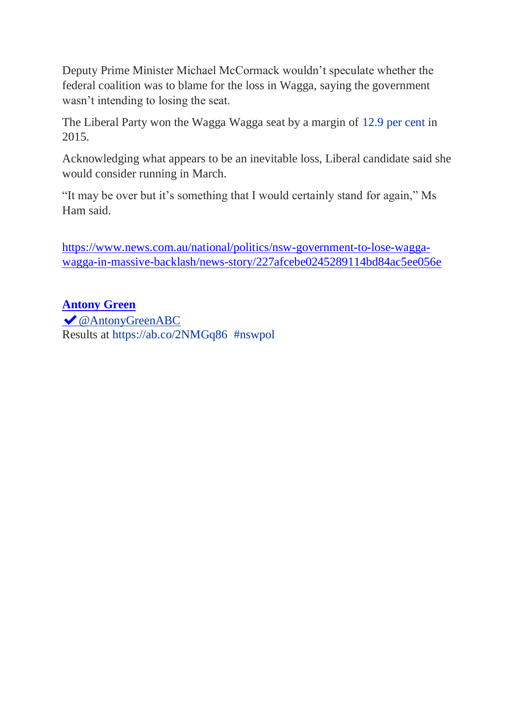Deputy Prime Minister Michael McCormack wouldn't speculate whether the federal coalition was to blame for the loss in Wagga, saying the government wasn't intending to losing the seat.

The Liberal Party won the Wagga Wagga seat by a margin of 12.9 per cent in 2015.

Acknowledging what appears to be an inevitable loss, Liberal candidate said she would consider running in March.

"It may be over but it's something that I would certainly stand for again," Ms Ham said.

https://www.news.com.au/national/politics/nsw-government-to-lose-wagga-wagga-in-massive-backlash/news-story/227afcebe0245289114bd84ac5ee056e

**Antony Green**
✔ @AntonyGreenABC
Results at https://ab.co/2NMGq86 #nswpol